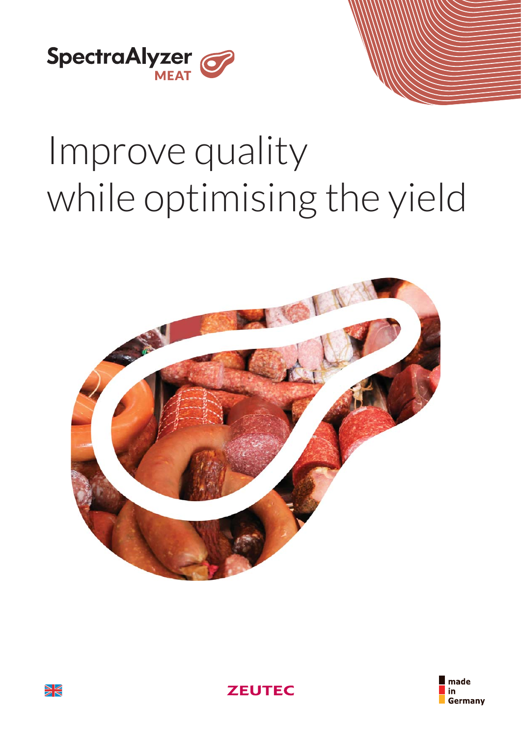SpectraAlyzer MEAT

# Improve quality while optimising the yield

ZEUTEC

made in Germany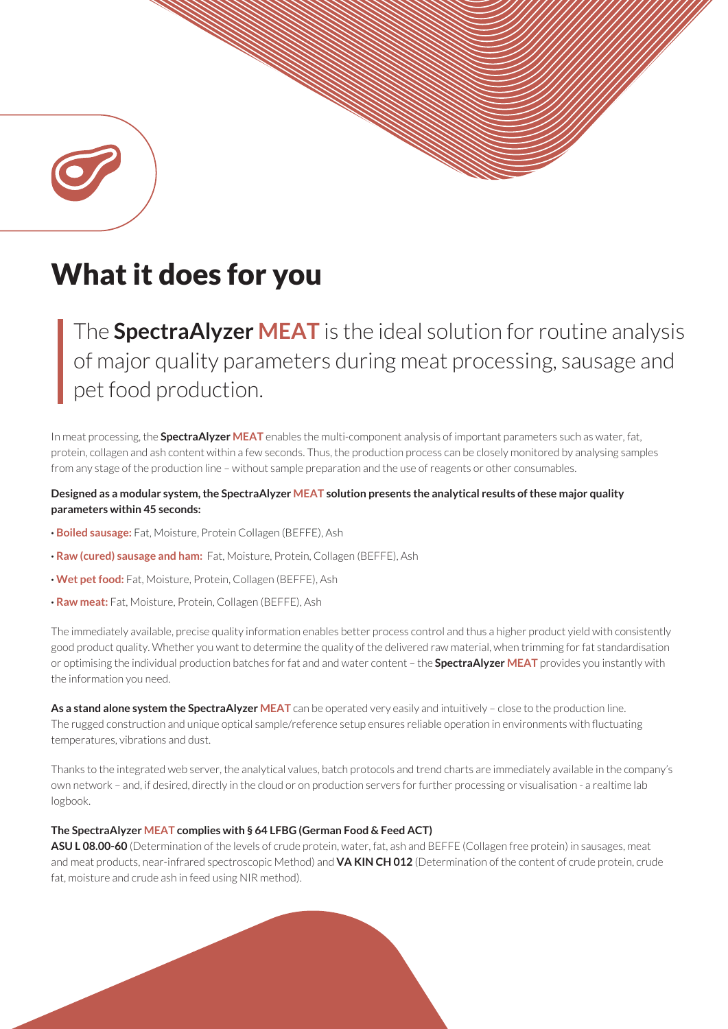# What it does for you

> The **SpectraAlyzer MEAT** is the ideal solution for routine analysis of major quality parameters during meat processing, sausage and pet food production.

In meat processing, the **SpectraAlyzer MEAT** enables the multi-component analysis of important parameters such as water, fat, protein, collagen and ash content within a few seconds. Thus, the production process can be closely monitored by analysing samples from any stage of the production line – without sample preparation and the use of reagents or other consumables.

**Designed as a modular system, the SpectraAlyzer MEAT solution presents the analytical results of these major quality parameters within 45 seconds:**

- **Boiled sausage:** Fat, Moisture, Protein Collagen (BEFFE), Ash
- **Raw (cured) sausage and ham:** Fat, Moisture, Protein, Collagen (BEFFE), Ash
- **Wet pet food:** Fat, Moisture, Protein, Collagen (BEFFE), Ash
- **Raw meat:** Fat, Moisture, Protein, Collagen (BEFFE), Ash

The immediately available, precise quality information enables better process control and thus a higher product yield with consistently good product quality. Whether you want to determine the quality of the delivered raw material, when trimming for fat standardisation or optimising the individual production batches for fat and and water content – the **SpectraAlyzer MEAT** provides you instantly with the information you need.

**As a stand alone system the SpectraAlyzer MEAT** can be operated very easily and intuitively – close to the production line. The rugged construction and unique optical sample/reference setup ensures reliable operation in environments with fluctuating temperatures, vibrations and dust.

Thanks to the integrated web server, the analytical values, batch protocols and trend charts are immediately available in the company's own network – and, if desired, directly in the cloud or on production servers for further processing or visualisation - a realtime lab logbook.

**The SpectraAlyzer MEAT complies with § 64 LFBG (German Food & Feed ACT)**
**ASU L 08.00-60** (Determination of the levels of crude protein, water, fat, ash and BEFFE (Collagen free protein) in sausages, meat and meat products, near-infrared spectroscopic Method) and **VA KIN CH 012** (Determination of the content of crude protein, crude fat, moisture and crude ash in feed using NIR method).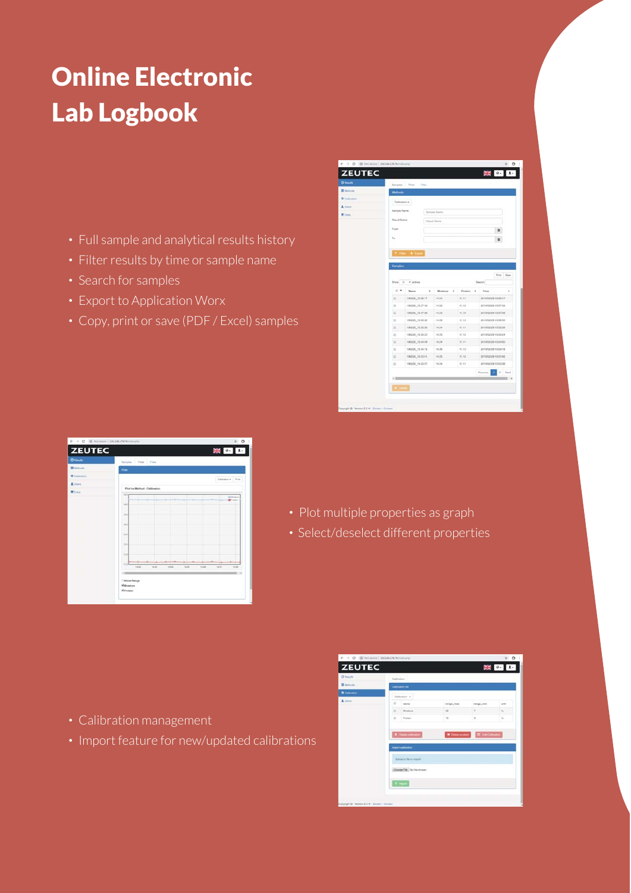# Online Electronic Lab Logbook

- Full sample and analytical results history
- Filter results by time or sample name
- Search for samples
- Export to Application Worx
- Copy, print or save (PDF / Excel) samples

- Plot multiple properties as graph
- Select/deselect different properties

- Calibration management
- Import feature for new/updated calibrations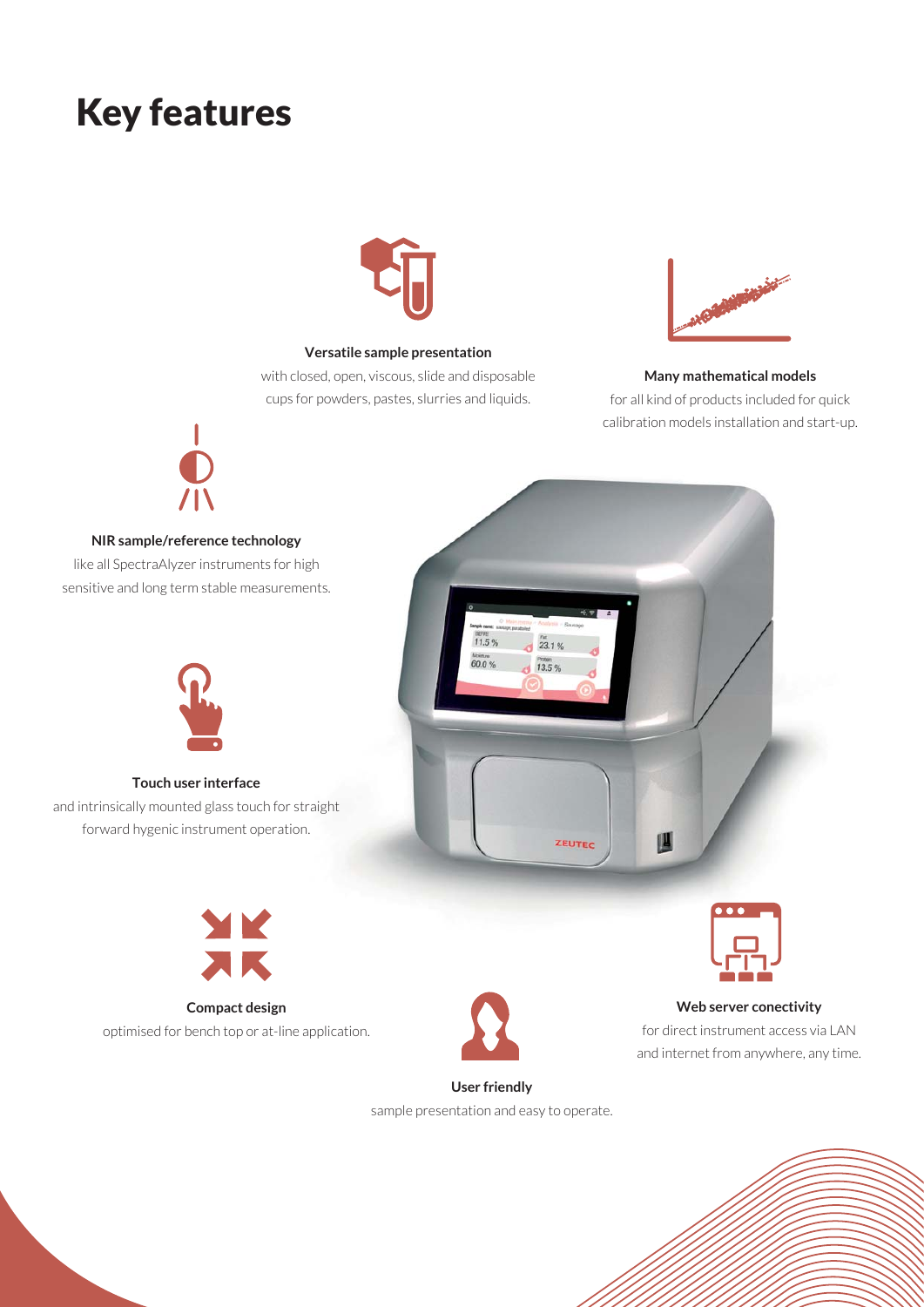# Key features

**Versatile sample presentation**
with closed, open, viscous, slide and disposable cups for powders, pastes, slurries and liquids.

**Many mathematical models**
for all kind of products included for quick calibration models installation and start-up.

**NIR sample/reference technology**
like all SpectraAlyzer instruments for high sensitive and long term stable measurements.

**Touch user interface**
and intrinsically mounted glass touch for straight forward hygenic instrument operation.

**Compact design**
optimised for bench top or at-line application.

**User friendly**
sample presentation and easy to operate.

**Web server conectivity**
for direct instrument access via LAN and internet from anywhere, any time.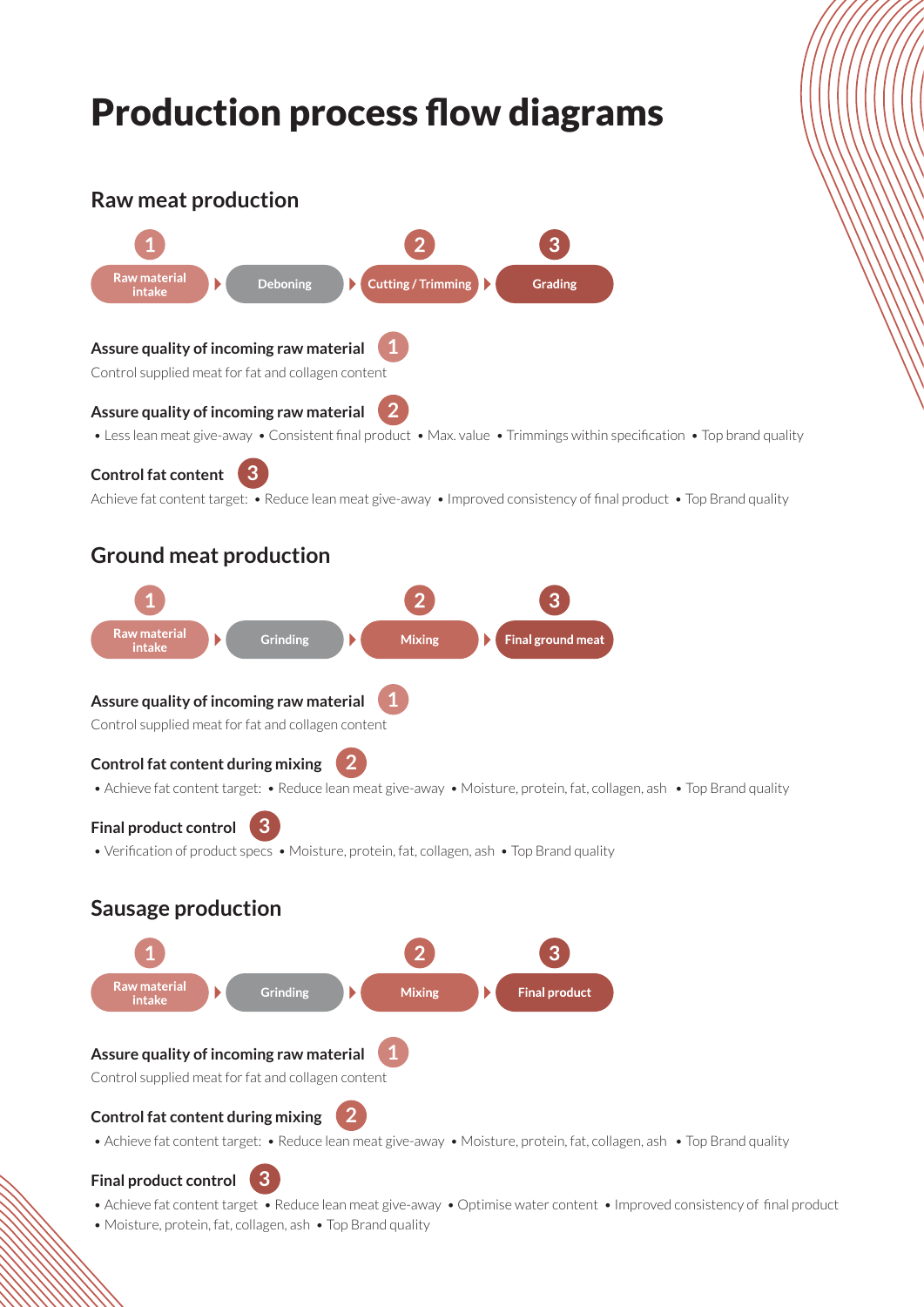# Production process flow diagrams

## Raw meat production

1 Raw material intake → Deboning → 2 Cutting / Trimming → 3 Grading

**Assure quality of incoming raw material** 1

Control supplied meat for fat and collagen content

**Assure quality of incoming raw material** 2

- Less lean meat give-away • Consistent final product • Max. value • Trimmings within specification • Top brand quality

**Control fat content** 3

Achieve fat content target: • Reduce lean meat give-away • Improved consistency of final product • Top Brand quality

## Ground meat production

1 Raw material intake → Grinding → 2 Mixing → 3 Final ground meat

**Assure quality of incoming raw material** 1

Control supplied meat for fat and collagen content

**Control fat content during mixing** 2

- Achieve fat content target: • Reduce lean meat give-away • Moisture, protein, fat, collagen, ash • Top Brand quality

**Final product control** 3

- Verification of product specs • Moisture, protein, fat, collagen, ash • Top Brand quality

## Sausage production

1 Raw material intake → Grinding → 2 Mixing → 3 Final product

**Assure quality of incoming raw material** 1

Control supplied meat for fat and collagen content

**Control fat content during mixing** 2

- Achieve fat content target: • Reduce lean meat give-away • Moisture, protein, fat, collagen, ash • Top Brand quality

**Final product control** 3

- Achieve fat content target • Reduce lean meat give-away • Optimise water content • Improved consistency of final product
- Moisture, protein, fat, collagen, ash • Top Brand quality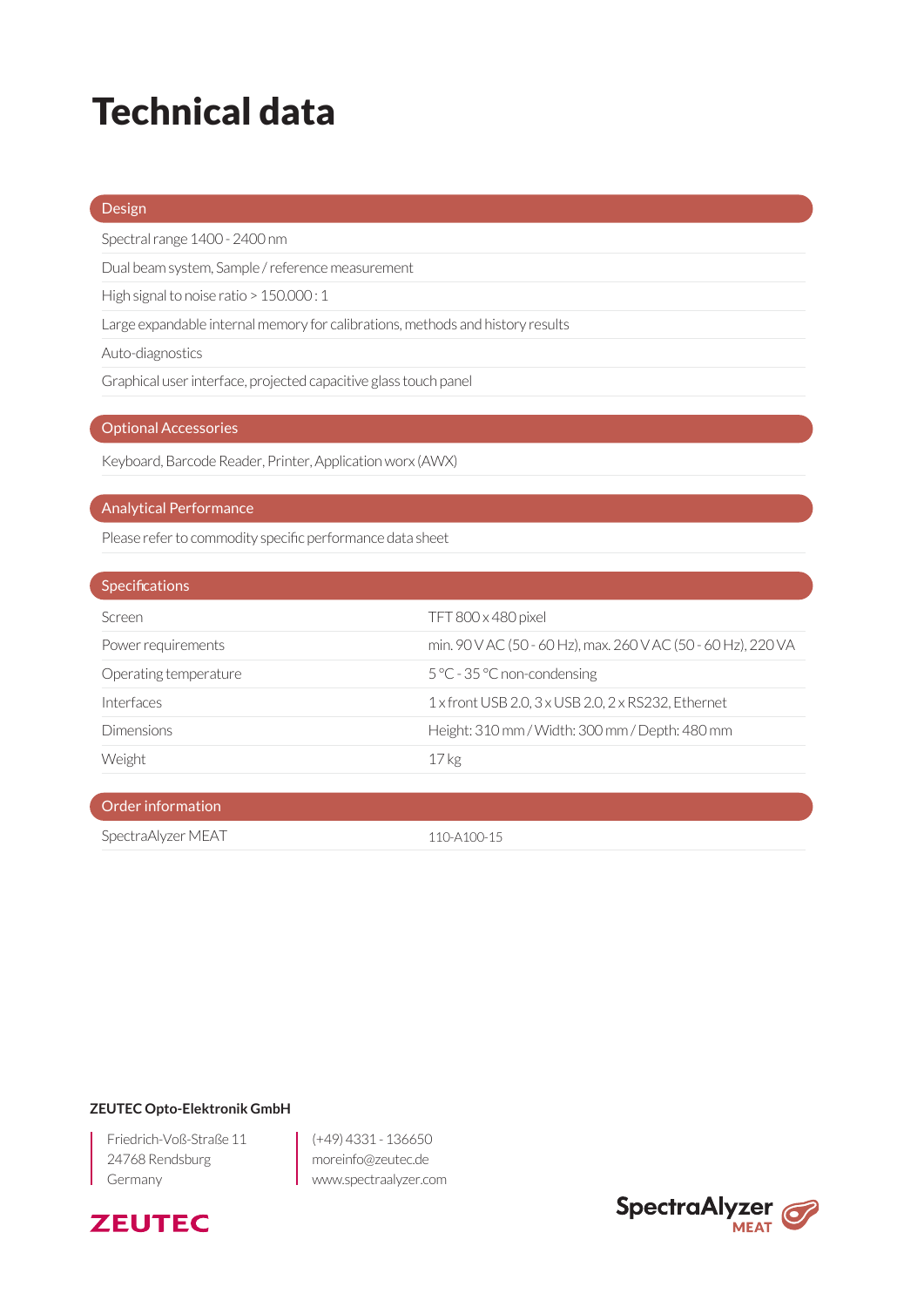# Technical data

## Design

Spectral range 1400 - 2400 nm

Dual beam system, Sample / reference measurement

High signal to noise ratio > 150.000 : 1

Large expandable internal memory for calibrations, methods and history results

Auto-diagnostics

Graphical user interface, projected capacitive glass touch panel

## Optional Accessories

Keyboard, Barcode Reader, Printer, Application worx (AWX)

## Analytical Performance

Please refer to commodity specific performance data sheet

## Specifications

| | |
|---|---|
| Screen | TFT 800 x 480 pixel |
| Power requirements | min. 90 V AC (50 - 60 Hz), max. 260 V AC (50 - 60 Hz), 220 VA |
| Operating temperature | 5 °C - 35 °C non-condensing |
| Interfaces | 1 x front USB 2.0, 3 x USB 2.0, 2 x RS232, Ethernet |
| Dimensions | Height: 310 mm / Width: 300 mm / Depth: 480 mm |
| Weight | 17 kg |

## Order information

| | |
|---|---|
| SpectraAlyzer MEAT | 110-A100-15 |

**ZEUTEC Opto-Elektronik GmbH**

Friedrich-Voß-Straße 11
24768 Rendsburg
Germany

(+49) 4331 - 136650
moreinfo@zeutec.de
www.spectraalyzer.com

ZEUTEC

SpectraAlyzer MEAT